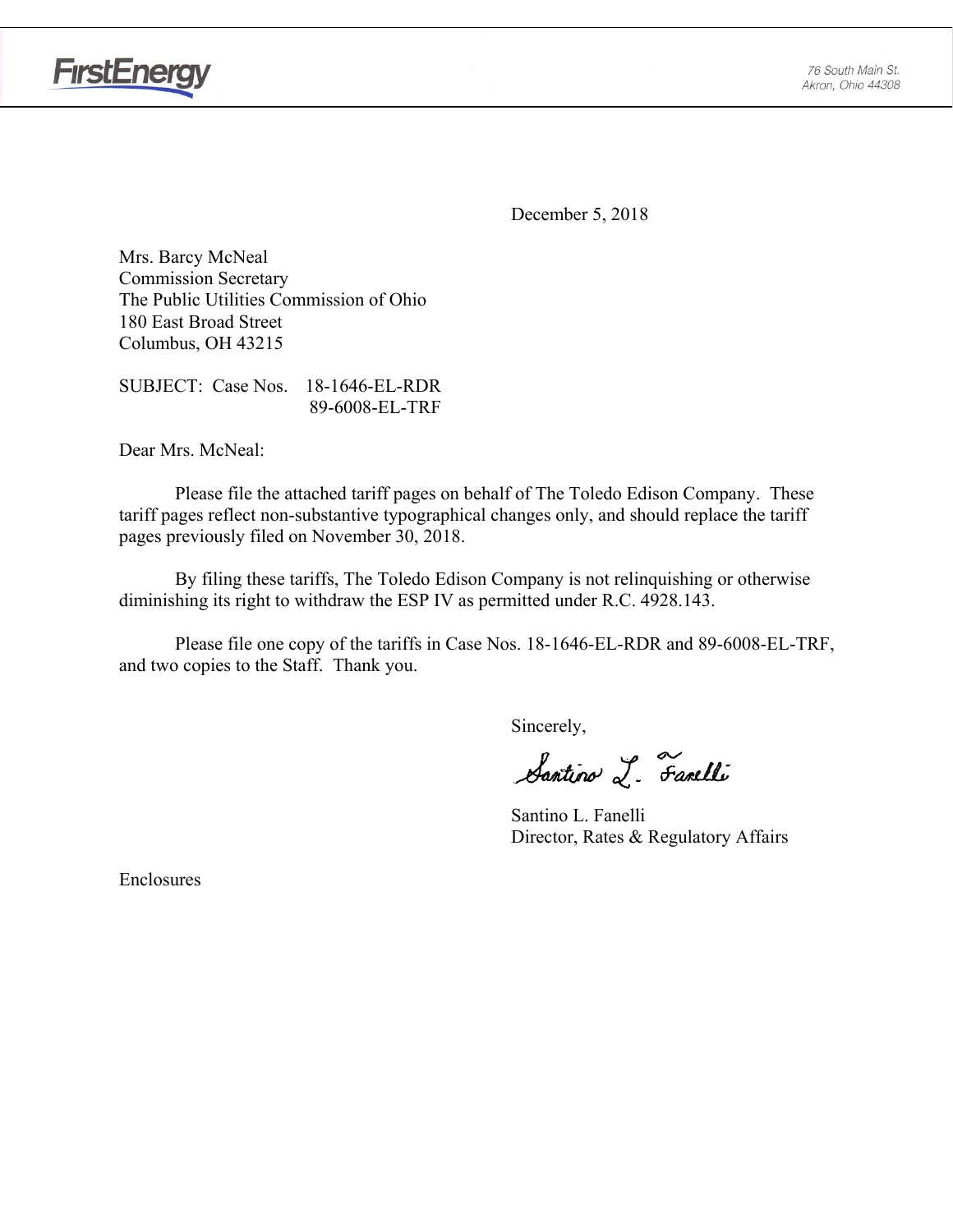FirstEnergy

76 South Main St.
Akron, Ohio 44308

December 5, 2018

Mrs. Barcy McNeal
Commission Secretary
The Public Utilities Commission of Ohio
180 East Broad Street
Columbus, OH 43215

SUBJECT: Case Nos. 18-1646-EL-RDR
89-6008-EL-TRF

Dear Mrs. McNeal:

Please file the attached tariff pages on behalf of The Toledo Edison Company. These tariff pages reflect non-substantive typographical changes only, and should replace the tariff pages previously filed on November 30, 2018.

By filing these tariffs, The Toledo Edison Company is not relinquishing or otherwise diminishing its right to withdraw the ESP IV as permitted under R.C. 4928.143.

Please file one copy of the tariffs in Case Nos. 18-1646-EL-RDR and 89-6008-EL-TRF, and two copies to the Staff. Thank you.

Sincerely,

Santino L. Fanelli

Santino L. Fanelli
Director, Rates & Regulatory Affairs

Enclosures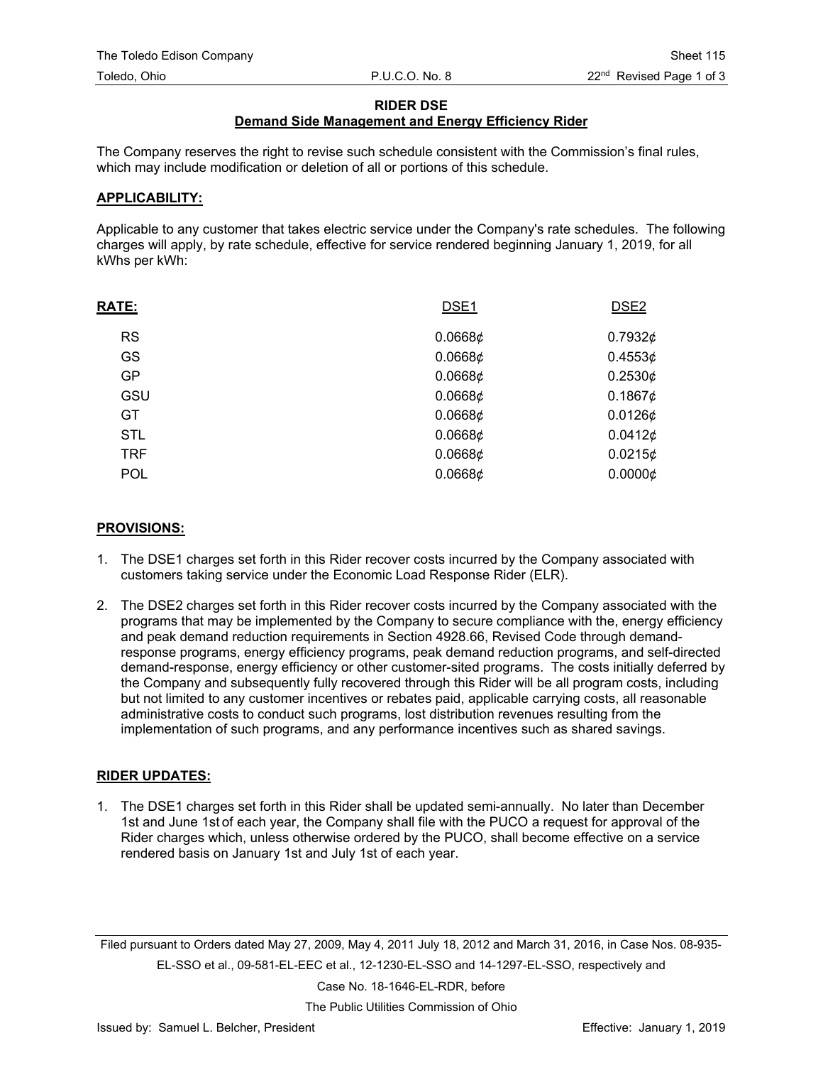## RIDER DSE

### Demand Side Management and Energy Efficiency Rider

The Company reserves the right to revise such schedule consistent with the Commission's final rules, which may include modification or deletion of all or portions of this schedule.

**APPLICABILITY:**

Applicable to any customer that takes electric service under the Company's rate schedules. The following charges will apply, by rate schedule, effective for service rendered beginning January 1, 2019, for all kWhs per kWh:

| RATE: | DSE1 | DSE2 |
|---|---|---|
| RS | 0.0668¢ | 0.7932¢ |
| GS | 0.0668¢ | 0.4553¢ |
| GP | 0.0668¢ | 0.2530¢ |
| GSU | 0.0668¢ | 0.1867¢ |
| GT | 0.0668¢ | 0.0126¢ |
| STL | 0.0668¢ | 0.0412¢ |
| TRF | 0.0668¢ | 0.0215¢ |
| POL | 0.0668¢ | 0.0000¢ |

**PROVISIONS:**

1. The DSE1 charges set forth in this Rider recover costs incurred by the Company associated with customers taking service under the Economic Load Response Rider (ELR).

2. The DSE2 charges set forth in this Rider recover costs incurred by the Company associated with the programs that may be implemented by the Company to secure compliance with the, energy efficiency and peak demand reduction requirements in Section 4928.66, Revised Code through demand-response programs, energy efficiency programs, peak demand reduction programs, and self-directed demand-response, energy efficiency or other customer-sited programs. The costs initially deferred by the Company and subsequently fully recovered through this Rider will be all program costs, including but not limited to any customer incentives or rebates paid, applicable carrying costs, all reasonable administrative costs to conduct such programs, lost distribution revenues resulting from the implementation of such programs, and any performance incentives such as shared savings.

**RIDER UPDATES:**

1. The DSE1 charges set forth in this Rider shall be updated semi-annually. No later than December 1st and June 1st of each year, the Company shall file with the PUCO a request for approval of the Rider charges which, unless otherwise ordered by the PUCO, shall become effective on a service rendered basis on January 1st and July 1st of each year.

Filed pursuant to Orders dated May 27, 2009, May 4, 2011 July 18, 2012 and March 31, 2016, in Case Nos. 08-935-EL-SSO et al., 09-581-EL-EEC et al., 12-1230-EL-SSO and 14-1297-EL-SSO, respectively and Case No. 18-1646-EL-RDR, before The Public Utilities Commission of Ohio

Issued by: Samuel L. Belcher, President

Effective: January 1, 2019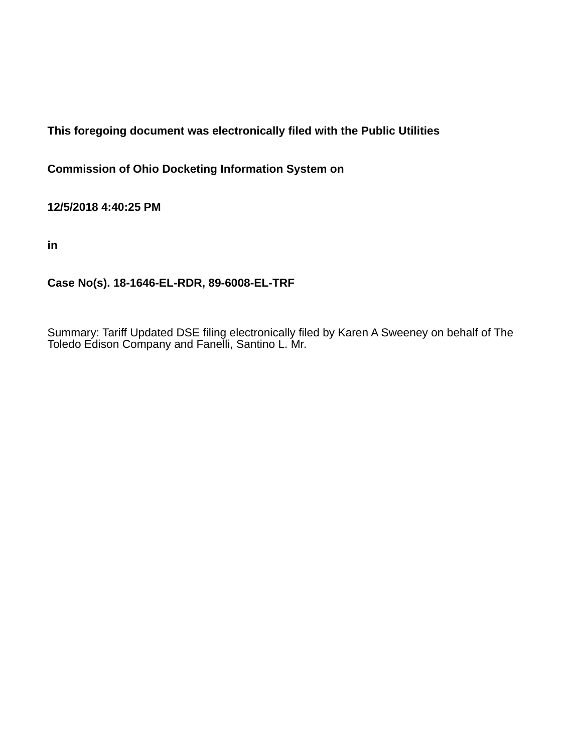**This foregoing document was electronically filed with the Public Utilities**

**Commission of Ohio Docketing Information System on**

**12/5/2018 4:40:25 PM**

**in**

**Case No(s). 18-1646-EL-RDR, 89-6008-EL-TRF**

Summary: Tariff Updated DSE filing electronically filed by Karen A Sweeney on behalf of The Toledo Edison Company and Fanelli, Santino L. Mr.